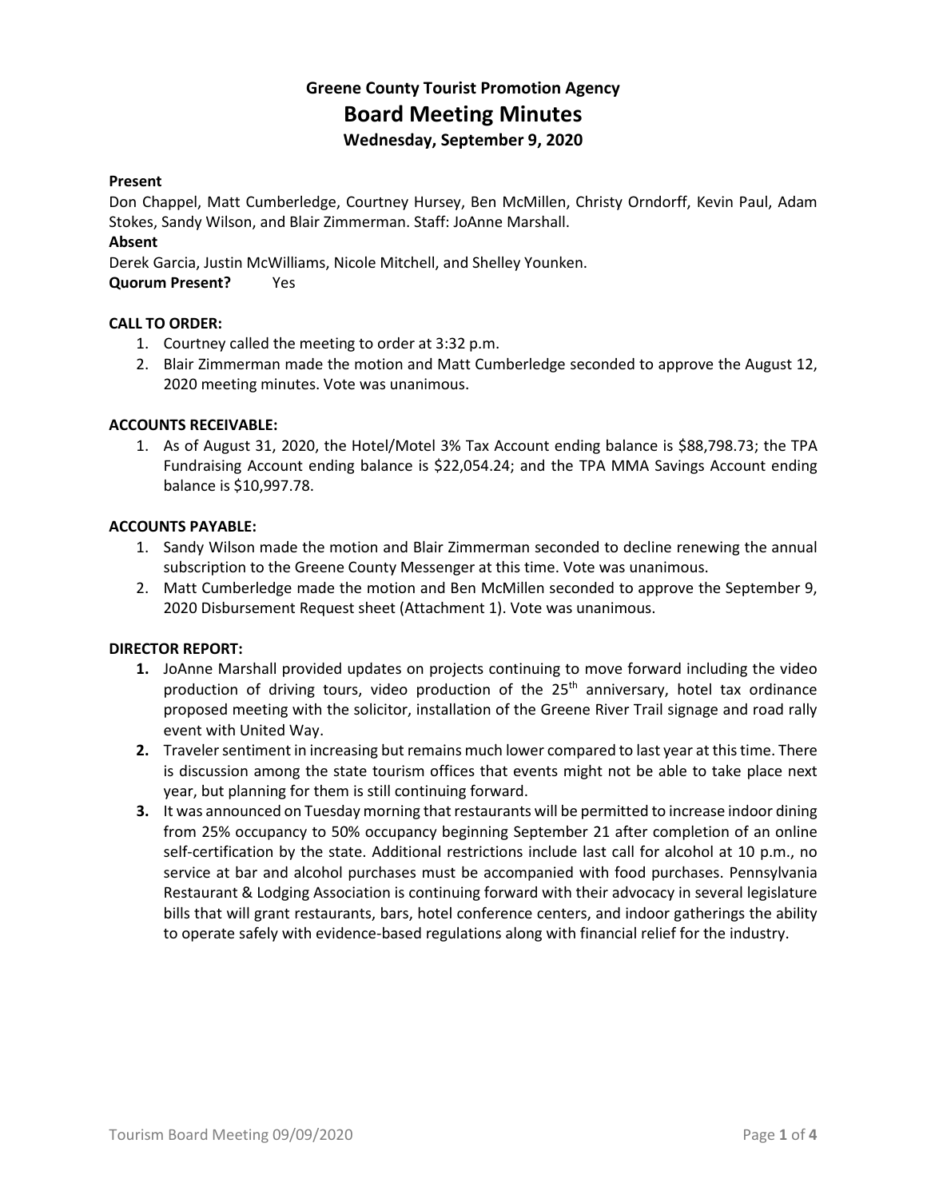# Greene County Tourist Promotion Agency

## Board Meeting Minutes

### Wednesday, September 9, 2020

**Present**

Don Chappel, Matt Cumberledge, Courtney Hursey, Ben McMillen, Christy Orndorff, Kevin Paul, Adam Stokes, Sandy Wilson, and Blair Zimmerman. Staff: JoAnne Marshall.

**Absent**

Derek Garcia, Justin McWilliams, Nicole Mitchell, and Shelley Younken.

**Quorum Present?** Yes

**CALL TO ORDER:**

1. Courtney called the meeting to order at 3:32 p.m.
2. Blair Zimmerman made the motion and Matt Cumberledge seconded to approve the August 12, 2020 meeting minutes. Vote was unanimous.

**ACCOUNTS RECEIVABLE:**

1. As of August 31, 2020, the Hotel/Motel 3% Tax Account ending balance is $88,798.73; the TPA Fundraising Account ending balance is $22,054.24; and the TPA MMA Savings Account ending balance is $10,997.78.

**ACCOUNTS PAYABLE:**

1. Sandy Wilson made the motion and Blair Zimmerman seconded to decline renewing the annual subscription to the Greene County Messenger at this time. Vote was unanimous.
2. Matt Cumberledge made the motion and Ben McMillen seconded to approve the September 9, 2020 Disbursement Request sheet (Attachment 1). Vote was unanimous.

**DIRECTOR REPORT:**

1. JoAnne Marshall provided updates on projects continuing to move forward including the video production of driving tours, video production of the 25th anniversary, hotel tax ordinance proposed meeting with the solicitor, installation of the Greene River Trail signage and road rally event with United Way.
2. Traveler sentiment in increasing but remains much lower compared to last year at this time. There is discussion among the state tourism offices that events might not be able to take place next year, but planning for them is still continuing forward.
3. It was announced on Tuesday morning that restaurants will be permitted to increase indoor dining from 25% occupancy to 50% occupancy beginning September 21 after completion of an online self-certification by the state. Additional restrictions include last call for alcohol at 10 p.m., no service at bar and alcohol purchases must be accompanied with food purchases. Pennsylvania Restaurant & Lodging Association is continuing forward with their advocacy in several legislature bills that will grant restaurants, bars, hotel conference centers, and indoor gatherings the ability to operate safely with evidence-based regulations along with financial relief for the industry.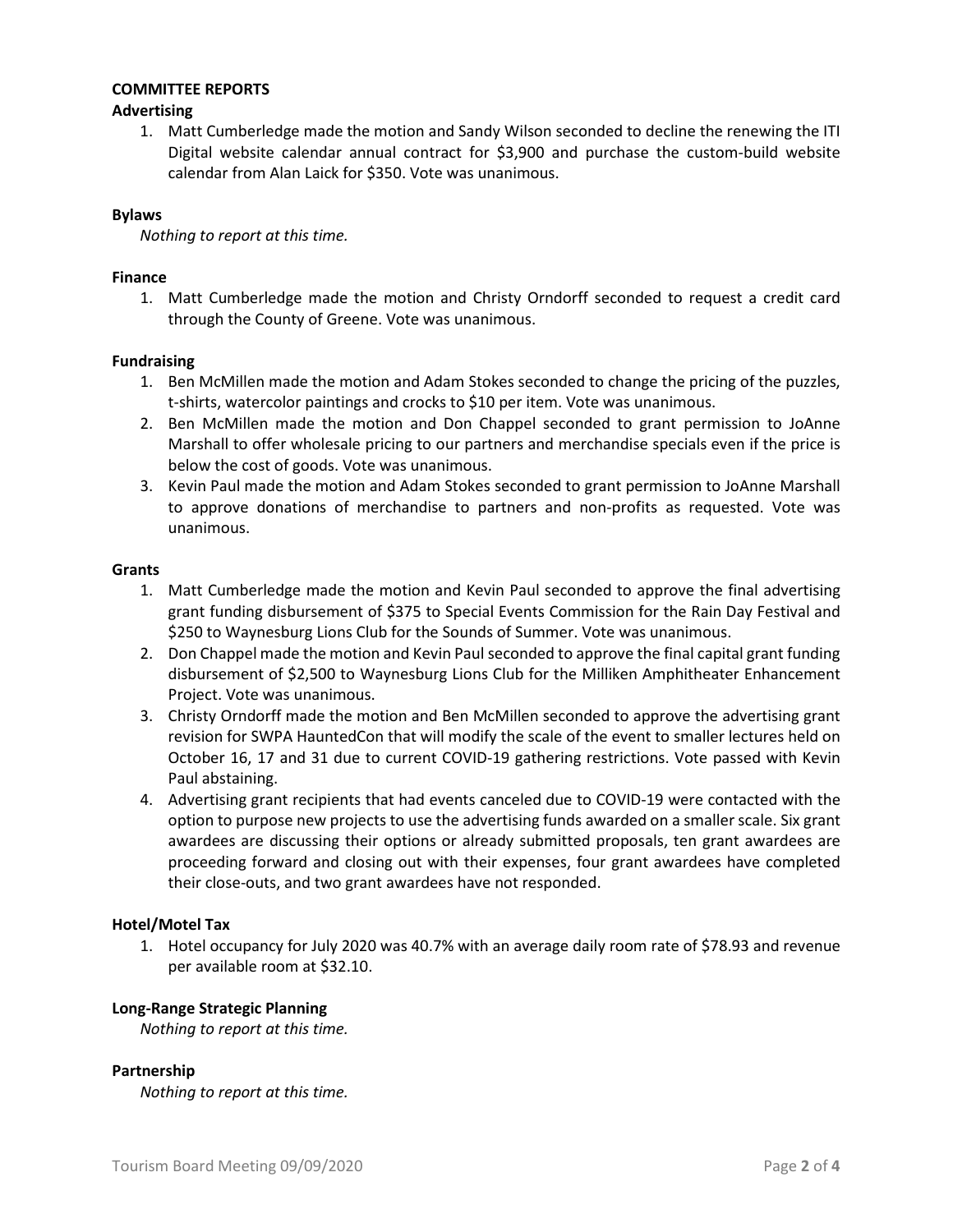**COMMITTEE REPORTS**

**Advertising**

1. Matt Cumberledge made the motion and Sandy Wilson seconded to decline the renewing the ITI Digital website calendar annual contract for $3,900 and purchase the custom-build website calendar from Alan Laick for $350. Vote was unanimous.

**Bylaws**

*Nothing to report at this time.*

**Finance**

1. Matt Cumberledge made the motion and Christy Orndorff seconded to request a credit card through the County of Greene. Vote was unanimous.

**Fundraising**

1. Ben McMillen made the motion and Adam Stokes seconded to change the pricing of the puzzles, t-shirts, watercolor paintings and crocks to $10 per item. Vote was unanimous.
2. Ben McMillen made the motion and Don Chappel seconded to grant permission to JoAnne Marshall to offer wholesale pricing to our partners and merchandise specials even if the price is below the cost of goods. Vote was unanimous.
3. Kevin Paul made the motion and Adam Stokes seconded to grant permission to JoAnne Marshall to approve donations of merchandise to partners and non-profits as requested. Vote was unanimous.

**Grants**

1. Matt Cumberledge made the motion and Kevin Paul seconded to approve the final advertising grant funding disbursement of $375 to Special Events Commission for the Rain Day Festival and $250 to Waynesburg Lions Club for the Sounds of Summer. Vote was unanimous.
2. Don Chappel made the motion and Kevin Paul seconded to approve the final capital grant funding disbursement of $2,500 to Waynesburg Lions Club for the Milliken Amphitheater Enhancement Project. Vote was unanimous.
3. Christy Orndorff made the motion and Ben McMillen seconded to approve the advertising grant revision for SWPA HauntedCon that will modify the scale of the event to smaller lectures held on October 16, 17 and 31 due to current COVID-19 gathering restrictions. Vote passed with Kevin Paul abstaining.
4. Advertising grant recipients that had events canceled due to COVID-19 were contacted with the option to purpose new projects to use the advertising funds awarded on a smaller scale. Six grant awardees are discussing their options or already submitted proposals, ten grant awardees are proceeding forward and closing out with their expenses, four grant awardees have completed their close-outs, and two grant awardees have not responded.

**Hotel/Motel Tax**

1. Hotel occupancy for July 2020 was 40.7% with an average daily room rate of $78.93 and revenue per available room at $32.10.

**Long-Range Strategic Planning**

*Nothing to report at this time.*

**Partnership**

*Nothing to report at this time.*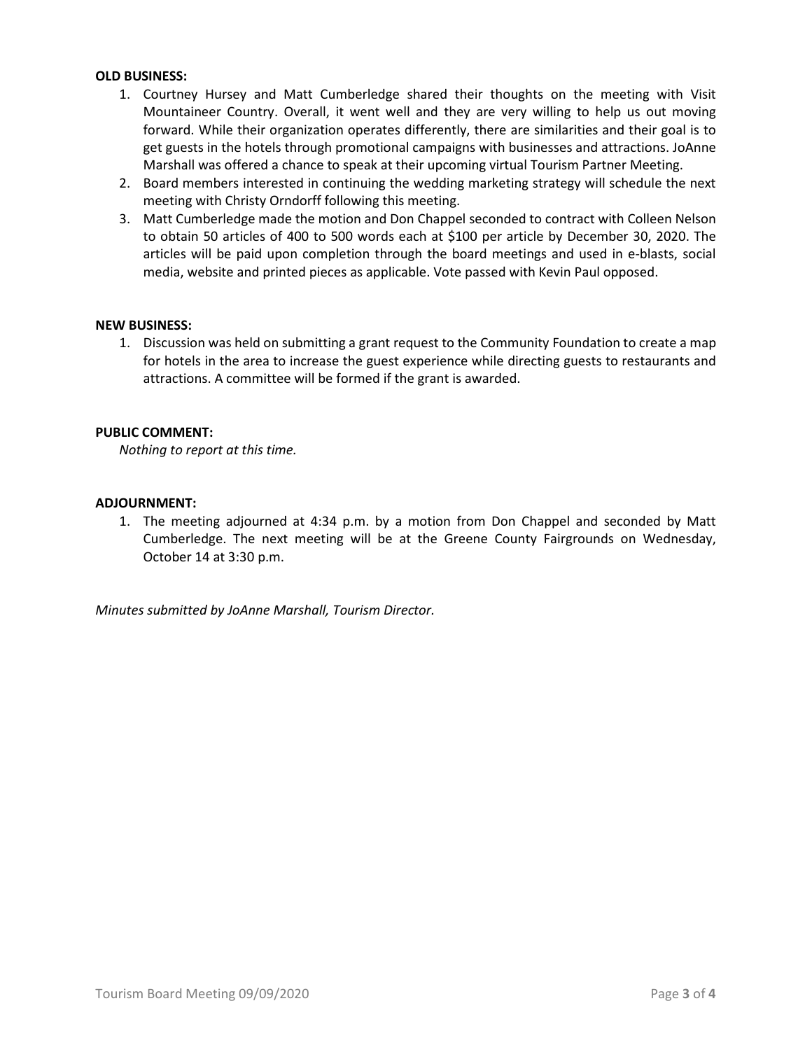**OLD BUSINESS:**

1. Courtney Hursey and Matt Cumberledge shared their thoughts on the meeting with Visit Mountaineer Country. Overall, it went well and they are very willing to help us out moving forward. While their organization operates differently, there are similarities and their goal is to get guests in the hotels through promotional campaigns with businesses and attractions. JoAnne Marshall was offered a chance to speak at their upcoming virtual Tourism Partner Meeting.
2. Board members interested in continuing the wedding marketing strategy will schedule the next meeting with Christy Orndorff following this meeting.
3. Matt Cumberledge made the motion and Don Chappel seconded to contract with Colleen Nelson to obtain 50 articles of 400 to 500 words each at $100 per article by December 30, 2020. The articles will be paid upon completion through the board meetings and used in e-blasts, social media, website and printed pieces as applicable. Vote passed with Kevin Paul opposed.

**NEW BUSINESS:**

1. Discussion was held on submitting a grant request to the Community Foundation to create a map for hotels in the area to increase the guest experience while directing guests to restaurants and attractions. A committee will be formed if the grant is awarded.

**PUBLIC COMMENT:**

*Nothing to report at this time.*

**ADJOURNMENT:**

1. The meeting adjourned at 4:34 p.m. by a motion from Don Chappel and seconded by Matt Cumberledge. The next meeting will be at the Greene County Fairgrounds on Wednesday, October 14 at 3:30 p.m.

*Minutes submitted by JoAnne Marshall, Tourism Director.*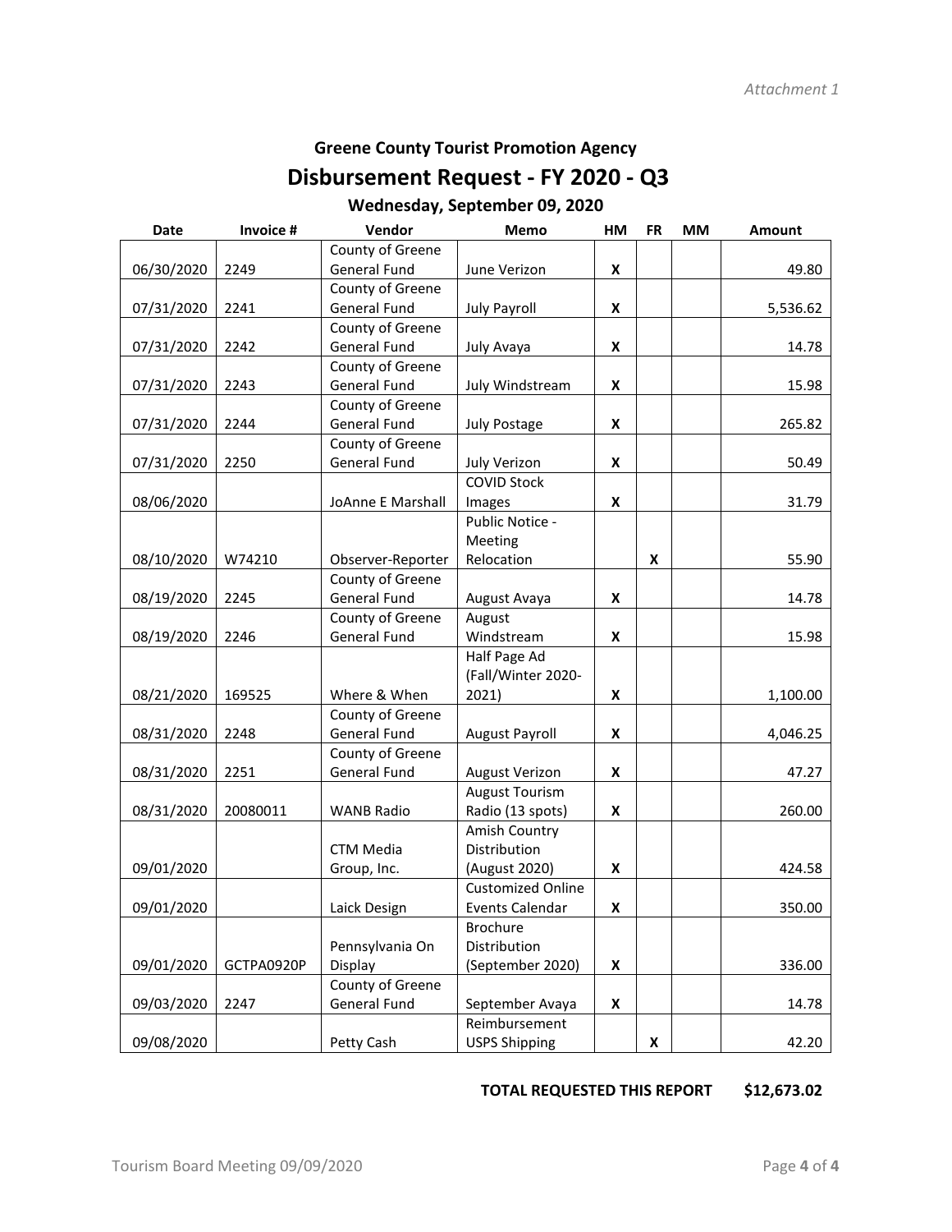*Attachment 1*

### Greene County Tourist Promotion Agency

## Disbursement Request - FY 2020 - Q3

### Wednesday, September 09, 2020

| Date | Invoice # | Vendor | Memo | HM | FR | MM | Amount |
|---|---|---|---|---|---|---|---|
| 06/30/2020 | 2249 | County of Greene General Fund | June Verizon | X | | | 49.80 |
| 07/31/2020 | 2241 | County of Greene General Fund | July Payroll | X | | | 5,536.62 |
| 07/31/2020 | 2242 | County of Greene General Fund | July Avaya | X | | | 14.78 |
| 07/31/2020 | 2243 | County of Greene General Fund | July Windstream | X | | | 15.98 |
| 07/31/2020 | 2244 | County of Greene General Fund | July Postage | X | | | 265.82 |
| 07/31/2020 | 2250 | County of Greene General Fund | July Verizon | X | | | 50.49 |
| 08/06/2020 | | JoAnne E Marshall | COVID Stock Images | X | | | 31.79 |
| 08/10/2020 | W74210 | Observer-Reporter | Public Notice - Meeting Relocation | | X | | 55.90 |
| 08/19/2020 | 2245 | County of Greene General Fund | August Avaya | X | | | 14.78 |
| 08/19/2020 | 2246 | County of Greene General Fund | August Windstream | X | | | 15.98 |
| 08/21/2020 | 169525 | Where & When | Half Page Ad (Fall/Winter 2020-2021) | X | | | 1,100.00 |
| 08/31/2020 | 2248 | County of Greene General Fund | August Payroll | X | | | 4,046.25 |
| 08/31/2020 | 2251 | County of Greene General Fund | August Verizon | X | | | 47.27 |
| 08/31/2020 | 20080011 | WANB Radio | August Tourism Radio (13 spots) | X | | | 260.00 |
| 09/01/2020 | | CTM Media Group, Inc. | Amish Country Distribution (August 2020) | X | | | 424.58 |
| 09/01/2020 | | Laick Design | Customized Online Events Calendar | X | | | 350.00 |
| 09/01/2020 | GCTPA0920P | Pennsylvania On Display | Brochure Distribution (September 2020) | X | | | 336.00 |
| 09/03/2020 | 2247 | County of Greene General Fund | September Avaya | X | | | 14.78 |
| 09/08/2020 | | Petty Cash | Reimbursement USPS Shipping | | X | | 42.20 |

**TOTAL REQUESTED THIS REPORT $12,673.02**